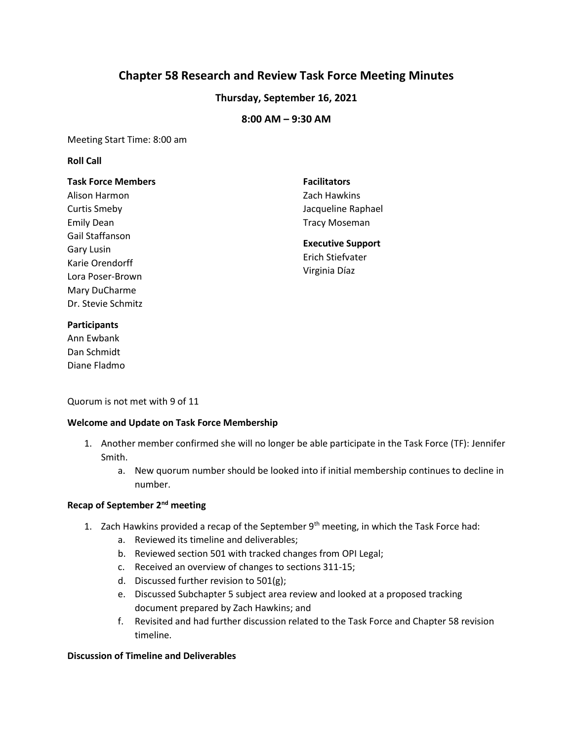# Chapter 58 Research and Review Task Force Meeting Minutes

### Thursday, September 16, 2021

### 8:00 AM – 9:30 AM

Meeting Start Time: 8:00 am

**Roll Call**

**Task Force Members**
Alison Harmon
Curtis Smeby
Emily Dean
Gail Staffanson
Gary Lusin
Karie Orendorff
Lora Poser-Brown
Mary DuCharme
Dr. Stevie Schmitz

**Facilitators**
Zach Hawkins
Jacqueline Raphael
Tracy Moseman

**Executive Support**
Erich Stiefvater
Virginia Díaz

**Participants**
Ann Ewbank
Dan Schmidt
Diane Fladmo

Quorum is not met with 9 of 11

**Welcome and Update on Task Force Membership**

1. Another member confirmed she will no longer be able participate in the Task Force (TF): Jennifer Smith.
    a. New quorum number should be looked into if initial membership continues to decline in number.

**Recap of September 2nd meeting**

1. Zach Hawkins provided a recap of the September 9th meeting, in which the Task Force had:
    a. Reviewed its timeline and deliverables;
    b. Reviewed section 501 with tracked changes from OPI Legal;
    c. Received an overview of changes to sections 311-15;
    d. Discussed further revision to 501(g);
    e. Discussed Subchapter 5 subject area review and looked at a proposed tracking document prepared by Zach Hawkins; and
    f. Revisited and had further discussion related to the Task Force and Chapter 58 revision timeline.

**Discussion of Timeline and Deliverables**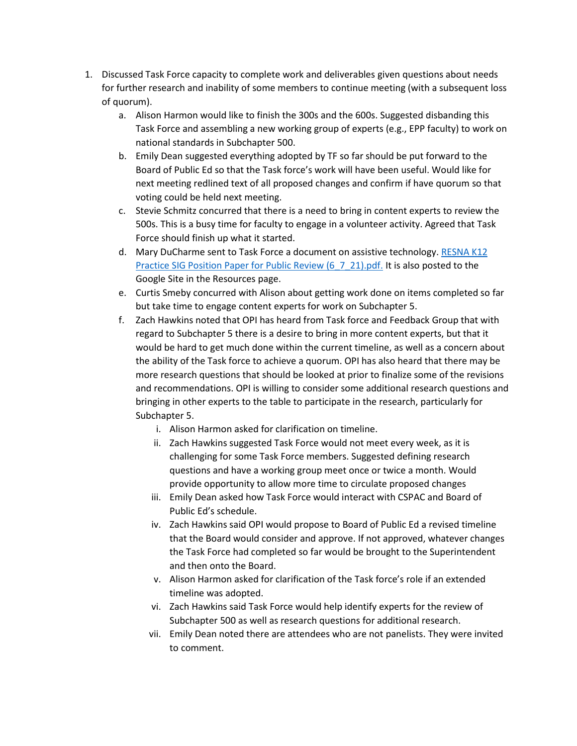1. Discussed Task Force capacity to complete work and deliverables given questions about needs for further research and inability of some members to continue meeting (with a subsequent loss of quorum).
    a. Alison Harmon would like to finish the 300s and the 600s. Suggested disbanding this Task Force and assembling a new working group of experts (e.g., EPP faculty) to work on national standards in Subchapter 500.
    b. Emily Dean suggested everything adopted by TF so far should be put forward to the Board of Public Ed so that the Task force's work will have been useful. Would like for next meeting redlined text of all proposed changes and confirm if have quorum so that voting could be held next meeting.
    c. Stevie Schmitz concurred that there is a need to bring in content experts to review the 500s. This is a busy time for faculty to engage in a volunteer activity. Agreed that Task Force should finish up what it started.
    d. Mary DuCharme sent to Task Force a document on assistive technology. [RESNA K12 Practice SIG Position Paper for Public Review (6_7_21).pdf.] It is also posted to the Google Site in the Resources page.
    e. Curtis Smeby concurred with Alison about getting work done on items completed so far but take time to engage content experts for work on Subchapter 5.
    f. Zach Hawkins noted that OPI has heard from Task force and Feedback Group that with regard to Subchapter 5 there is a desire to bring in more content experts, but that it would be hard to get much done within the current timeline, as well as a concern about the ability of the Task force to achieve a quorum. OPI has also heard that there may be more research questions that should be looked at prior to finalize some of the revisions and recommendations. OPI is willing to consider some additional research questions and bringing in other experts to the table to participate in the research, particularly for Subchapter 5.
        i. Alison Harmon asked for clarification on timeline.
        ii. Zach Hawkins suggested Task Force would not meet every week, as it is challenging for some Task Force members. Suggested defining research questions and have a working group meet once or twice a month. Would provide opportunity to allow more time to circulate proposed changes
        iii. Emily Dean asked how Task Force would interact with CSPAC and Board of Public Ed's schedule.
        iv. Zach Hawkins said OPI would propose to Board of Public Ed a revised timeline that the Board would consider and approve. If not approved, whatever changes the Task Force had completed so far would be brought to the Superintendent and then onto the Board.
        v. Alison Harmon asked for clarification of the Task force's role if an extended timeline was adopted.
        vi. Zach Hawkins said Task Force would help identify experts for the review of Subchapter 500 as well as research questions for additional research.
        vii. Emily Dean noted there are attendees who are not panelists. They were invited to comment.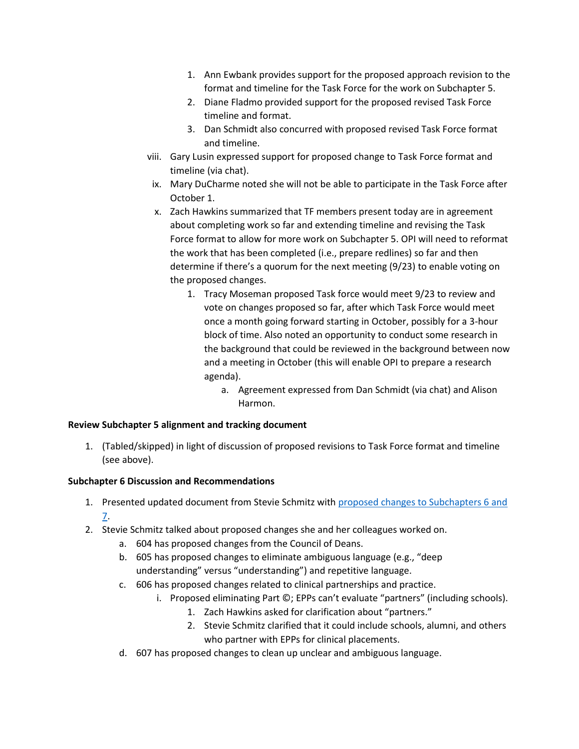1. Ann Ewbank provides support for the proposed approach revision to the format and timeline for the Task Force for the work on Subchapter 5.
2. Diane Fladmo provided support for the proposed revised Task Force timeline and format.
3. Dan Schmidt also concurred with proposed revised Task Force format and timeline.

viii. Gary Lusin expressed support for proposed change to Task Force format and timeline (via chat).

ix. Mary DuCharme noted she will not be able to participate in the Task Force after October 1.

x. Zach Hawkins summarized that TF members present today are in agreement about completing work so far and extending timeline and revising the Task Force format to allow for more work on Subchapter 5. OPI will need to reformat the work that has been completed (i.e., prepare redlines) so far and then determine if there's a quorum for the next meeting (9/23) to enable voting on the proposed changes.

1. Tracy Moseman proposed Task force would meet 9/23 to review and vote on changes proposed so far, after which Task Force would meet once a month going forward starting in October, possibly for a 3-hour block of time. Also noted an opportunity to conduct some research in the background that could be reviewed in the background between now and a meeting in October (this will enable OPI to prepare a research agenda).
    a. Agreement expressed from Dan Schmidt (via chat) and Alison Harmon.

**Review Subchapter 5 alignment and tracking document**

1. (Tabled/skipped) in light of discussion of proposed revisions to Task Force format and timeline (see above).

**Subchapter 6 Discussion and Recommendations**

1. Presented updated document from Stevie Schmitz with proposed changes to Subchapters 6 and 7.
2. Stevie Schmitz talked about proposed changes she and her colleagues worked on.
    a. 604 has proposed changes from the Council of Deans.
    b. 605 has proposed changes to eliminate ambiguous language (e.g., "deep understanding" versus "understanding") and repetitive language.
    c. 606 has proposed changes related to clinical partnerships and practice.
        i. Proposed eliminating Part ©; EPPs can't evaluate "partners" (including schools).
            1. Zach Hawkins asked for clarification about "partners."
            2. Stevie Schmitz clarified that it could include schools, alumni, and others who partner with EPPs for clinical placements.
    d. 607 has proposed changes to clean up unclear and ambiguous language.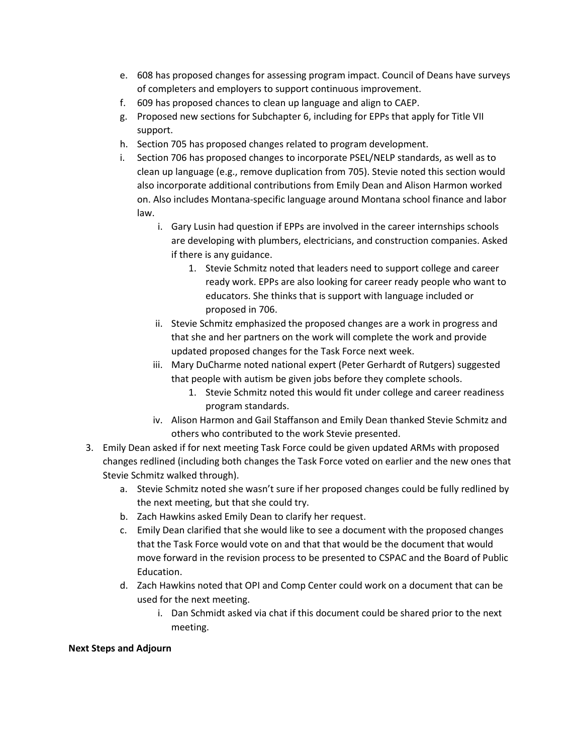e. 608 has proposed changes for assessing program impact. Council of Deans have surveys of completers and employers to support continuous improvement.
   f. 609 has proposed chances to clean up language and align to CAEP.
   g. Proposed new sections for Subchapter 6, including for EPPs that apply for Title VII support.
   h. Section 705 has proposed changes related to program development.
   i. Section 706 has proposed changes to incorporate PSEL/NELP standards, as well as to clean up language (e.g., remove duplication from 705). Stevie noted this section would also incorporate additional contributions from Emily Dean and Alison Harmon worked on. Also includes Montana-specific language around Montana school finance and labor law.
      i. Gary Lusin had question if EPPs are involved in the career internships schools are developing with plumbers, electricians, and construction companies. Asked if there is any guidance.
         1. Stevie Schmitz noted that leaders need to support college and career ready work. EPPs are also looking for career ready people who want to educators. She thinks that is support with language included or proposed in 706.
      ii. Stevie Schmitz emphasized the proposed changes are a work in progress and that she and her partners on the work will complete the work and provide updated proposed changes for the Task Force next week.
      iii. Mary DuCharme noted national expert (Peter Gerhardt of Rutgers) suggested that people with autism be given jobs before they complete schools.
         1. Stevie Schmitz noted this would fit under college and career readiness program standards.
      iv. Alison Harmon and Gail Staffanson and Emily Dean thanked Stevie Schmitz and others who contributed to the work Stevie presented.
3. Emily Dean asked if for next meeting Task Force could be given updated ARMs with proposed changes redlined (including both changes the Task Force voted on earlier and the new ones that Stevie Schmitz walked through).
   a. Stevie Schmitz noted she wasn't sure if her proposed changes could be fully redlined by the next meeting, but that she could try.
   b. Zach Hawkins asked Emily Dean to clarify her request.
   c. Emily Dean clarified that she would like to see a document with the proposed changes that the Task Force would vote on and that that would be the document that would move forward in the revision process to be presented to CSPAC and the Board of Public Education.
   d. Zach Hawkins noted that OPI and Comp Center could work on a document that can be used for the next meeting.
      i. Dan Schmidt asked via chat if this document could be shared prior to the next meeting.

**Next Steps and Adjourn**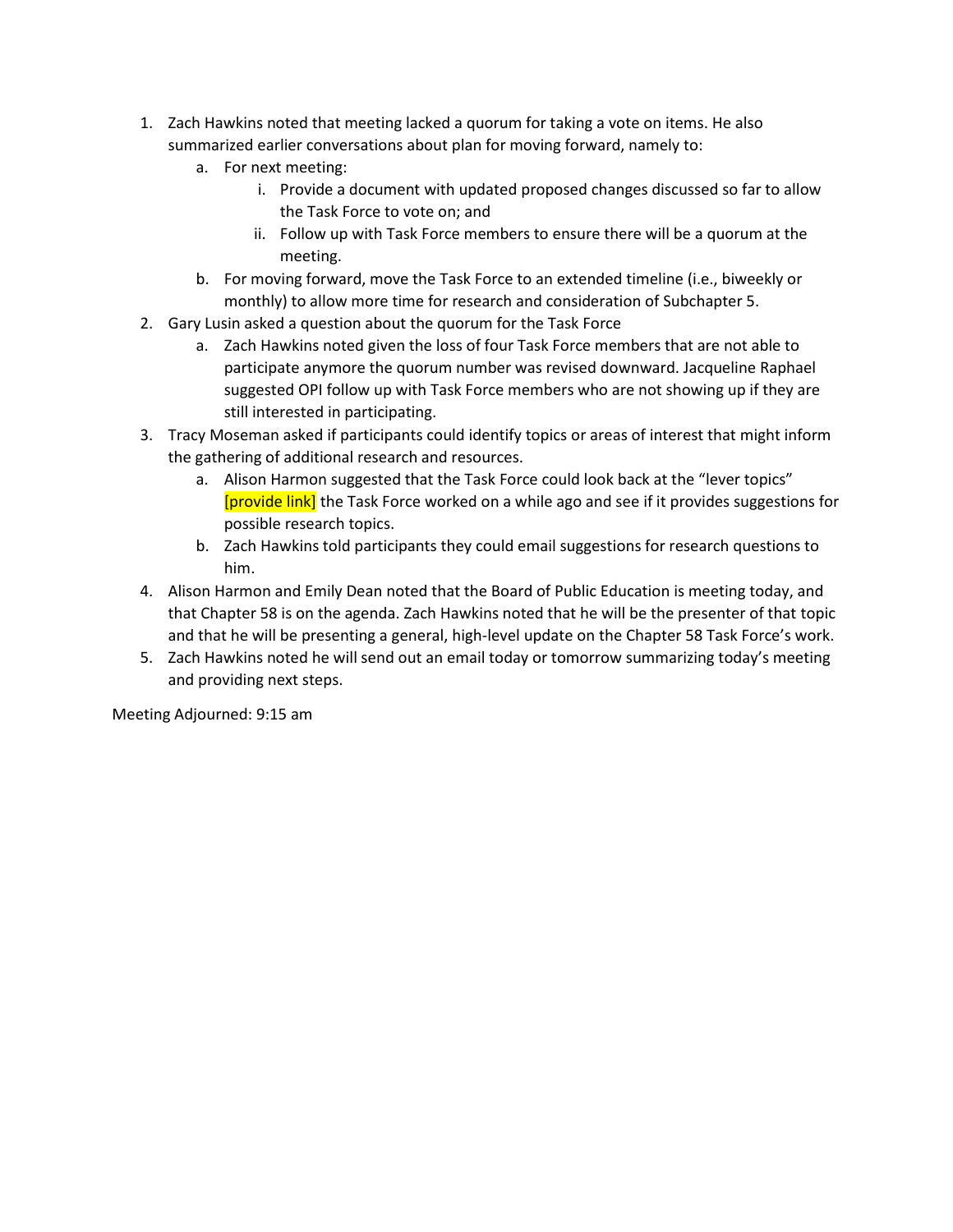1. Zach Hawkins noted that meeting lacked a quorum for taking a vote on items. He also summarized earlier conversations about plan for moving forward, namely to:
    a. For next meeting:
        i. Provide a document with updated proposed changes discussed so far to allow the Task Force to vote on; and
        ii. Follow up with Task Force members to ensure there will be a quorum at the meeting.
    b. For moving forward, move the Task Force to an extended timeline (i.e., biweekly or monthly) to allow more time for research and consideration of Subchapter 5.
2. Gary Lusin asked a question about the quorum for the Task Force
    a. Zach Hawkins noted given the loss of four Task Force members that are not able to participate anymore the quorum number was revised downward. Jacqueline Raphael suggested OPI follow up with Task Force members who are not showing up if they are still interested in participating.
3. Tracy Moseman asked if participants could identify topics or areas of interest that might inform the gathering of additional research and resources.
    a. Alison Harmon suggested that the Task Force could look back at the "lever topics" [provide link] the Task Force worked on a while ago and see if it provides suggestions for possible research topics.
    b. Zach Hawkins told participants they could email suggestions for research questions to him.
4. Alison Harmon and Emily Dean noted that the Board of Public Education is meeting today, and that Chapter 58 is on the agenda. Zach Hawkins noted that he will be the presenter of that topic and that he will be presenting a general, high-level update on the Chapter 58 Task Force's work.
5. Zach Hawkins noted he will send out an email today or tomorrow summarizing today's meeting and providing next steps.

Meeting Adjourned: 9:15 am